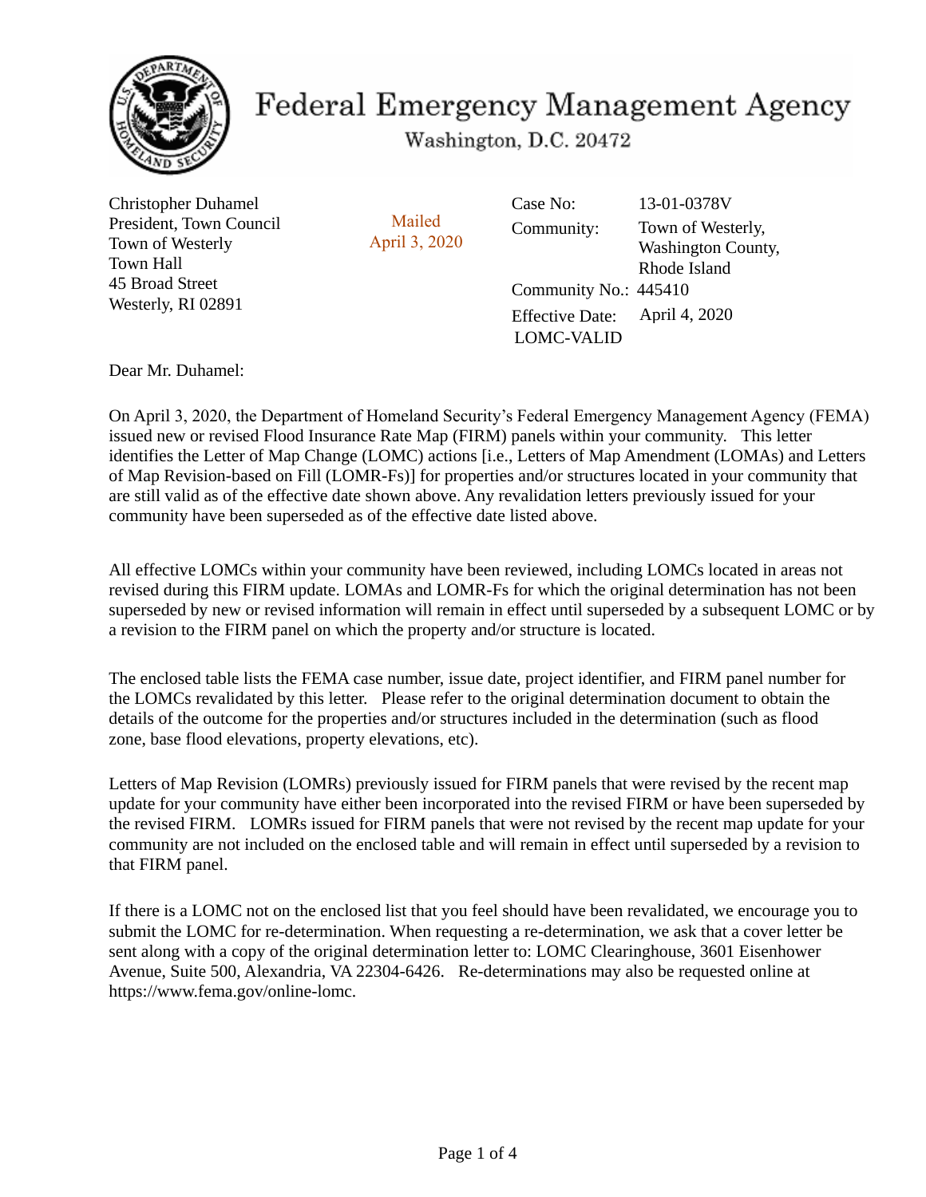# Federal Emergency Management Agency

Washington, D.C. 20472

Christopher Duhamel
President, Town Council
Town of Westerly
Town Hall
45 Broad Street
Westerly, RI 02891

Mailed
April 3, 2020

| | |
|---|---|
| Case No: | 13-01-0378V |
| Community: | Town of Westerly, Washington County, Rhode Island |
| Community No.: | 445410 |
| Effective Date: | April 4, 2020 |

LOMC-VALID

Dear Mr. Duhamel:

On April 3, 2020, the Department of Homeland Security's Federal Emergency Management Agency (FEMA) issued new or revised Flood Insurance Rate Map (FIRM) panels within your community. This letter identifies the Letter of Map Change (LOMC) actions [i.e., Letters of Map Amendment (LOMAs) and Letters of Map Revision-based on Fill (LOMR-Fs)] for properties and/or structures located in your community that are still valid as of the effective date shown above. Any revalidation letters previously issued for your community have been superseded as of the effective date listed above.

All effective LOMCs within your community have been reviewed, including LOMCs located in areas not revised during this FIRM update. LOMAs and LOMR-Fs for which the original determination has not been superseded by new or revised information will remain in effect until superseded by a subsequent LOMC or by a revision to the FIRM panel on which the property and/or structure is located.

The enclosed table lists the FEMA case number, issue date, project identifier, and FIRM panel number for the LOMCs revalidated by this letter. Please refer to the original determination document to obtain the details of the outcome for the properties and/or structures included in the determination (such as flood zone, base flood elevations, property elevations, etc).

Letters of Map Revision (LOMRs) previously issued for FIRM panels that were revised by the recent map update for your community have either been incorporated into the revised FIRM or have been superseded by the revised FIRM. LOMRs issued for FIRM panels that were not revised by the recent map update for your community are not included on the enclosed table and will remain in effect until superseded by a revision to that FIRM panel.

If there is a LOMC not on the enclosed list that you feel should have been revalidated, we encourage you to submit the LOMC for re-determination. When requesting a re-determination, we ask that a cover letter be sent along with a copy of the original determination letter to: LOMC Clearinghouse, 3601 Eisenhower Avenue, Suite 500, Alexandria, VA 22304-6426. Re-determinations may also be requested online at https://www.fema.gov/online-lomc.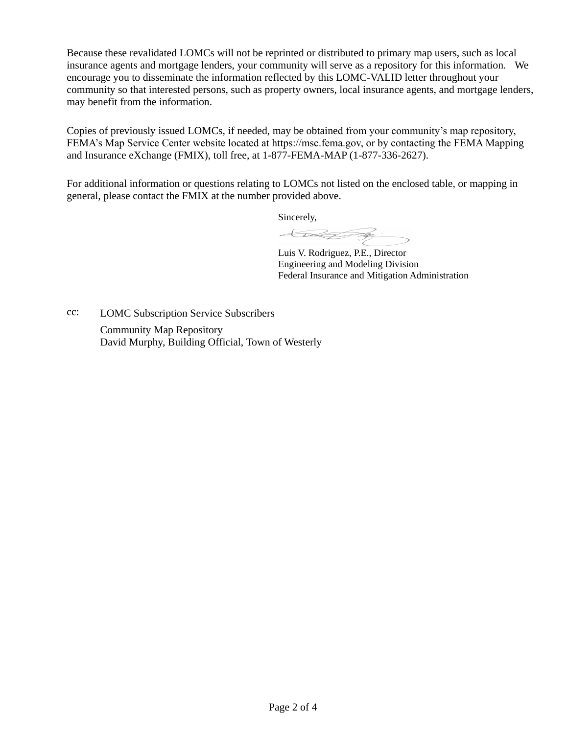Because these revalidated LOMCs will not be reprinted or distributed to primary map users, such as local insurance agents and mortgage lenders, your community will serve as a repository for this information. We encourage you to disseminate the information reflected by this LOMC-VALID letter throughout your community so that interested persons, such as property owners, local insurance agents, and mortgage lenders, may benefit from the information.

Copies of previously issued LOMCs, if needed, may be obtained from your community's map repository, FEMA's Map Service Center website located at https://msc.fema.gov, or by contacting the FEMA Mapping and Insurance eXchange (FMIX), toll free, at 1-877-FEMA-MAP (1-877-336-2627).

For additional information or questions relating to LOMCs not listed on the enclosed table, or mapping in general, please contact the FMIX at the number provided above.

Sincerely,

Luis V. Rodriguez, P.E., Director
Engineering and Modeling Division
Federal Insurance and Mitigation Administration

cc: LOMC Subscription Service Subscribers

Community Map Repository
David Murphy, Building Official, Town of Westerly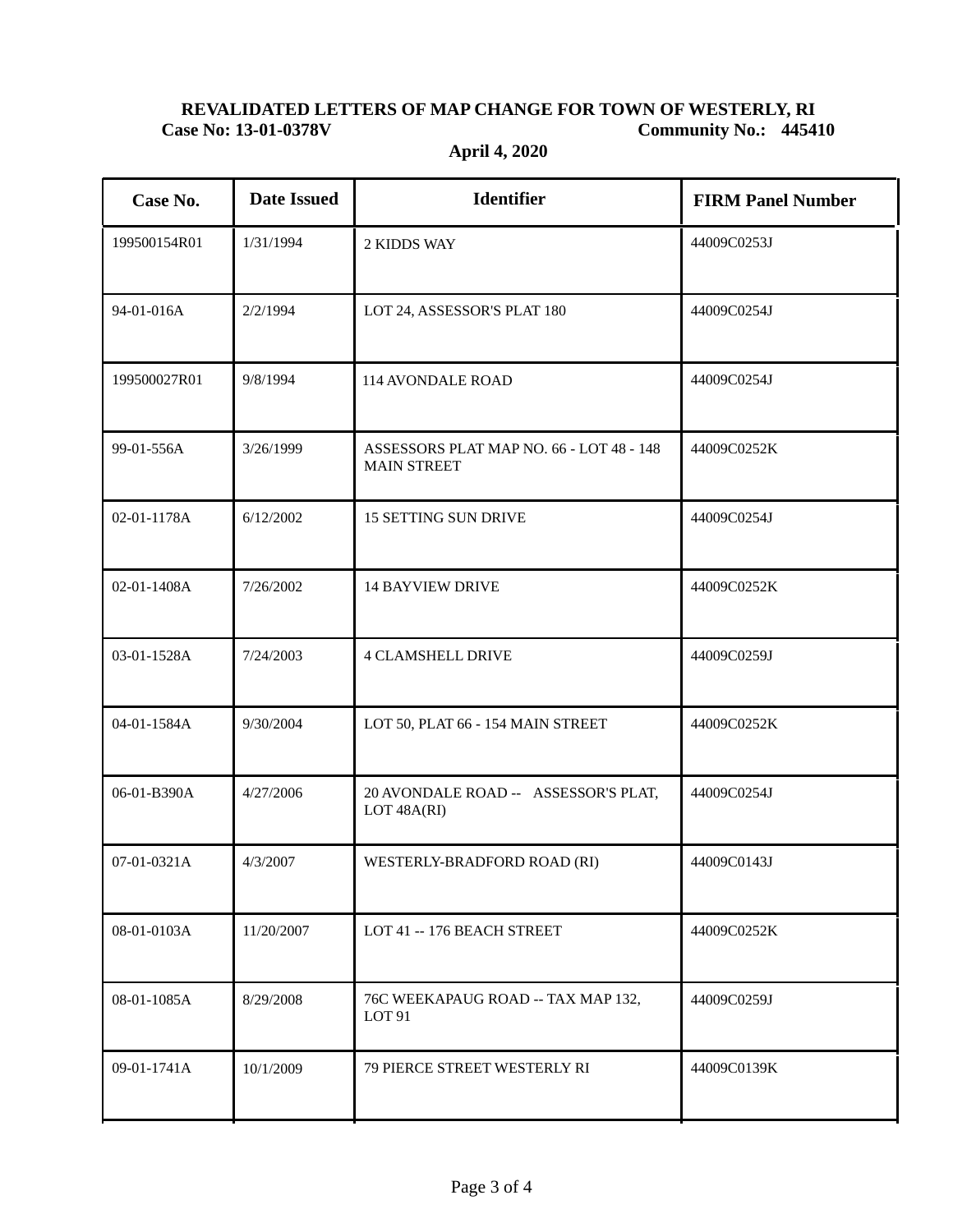**REVALIDATED LETTERS OF MAP CHANGE FOR TOWN OF WESTERLY, RI**

**Case No: 13-01-0378V** **Community No.: 445410**

**April 4, 2020**

| Case No. | Date Issued | Identifier | FIRM Panel Number |
|---|---|---|---|
| 199500154R01 | 1/31/1994 | 2 KIDDS WAY | 44009C0253J |
| 94-01-016A | 2/2/1994 | LOT 24, ASSESSOR'S PLAT 180 | 44009C0254J |
| 199500027R01 | 9/8/1994 | 114 AVONDALE ROAD | 44009C0254J |
| 99-01-556A | 3/26/1999 | ASSESSORS PLAT MAP NO. 66 - LOT 48 - 148 MAIN STREET | 44009C0252K |
| 02-01-1178A | 6/12/2002 | 15 SETTING SUN DRIVE | 44009C0254J |
| 02-01-1408A | 7/26/2002 | 14 BAYVIEW DRIVE | 44009C0252K |
| 03-01-1528A | 7/24/2003 | 4 CLAMSHELL DRIVE | 44009C0259J |
| 04-01-1584A | 9/30/2004 | LOT 50, PLAT 66 - 154 MAIN STREET | 44009C0252K |
| 06-01-B390A | 4/27/2006 | 20 AVONDALE ROAD -- ASSESSOR'S PLAT, LOT 48A(RI) | 44009C0254J |
| 07-01-0321A | 4/3/2007 | WESTERLY-BRADFORD ROAD (RI) | 44009C0143J |
| 08-01-0103A | 11/20/2007 | LOT 41 -- 176 BEACH STREET | 44009C0252K |
| 08-01-1085A | 8/29/2008 | 76C WEEKAPAUG ROAD -- TAX MAP 132, LOT 91 | 44009C0259J |
| 09-01-1741A | 10/1/2009 | 79 PIERCE STREET WESTERLY RI | 44009C0139K |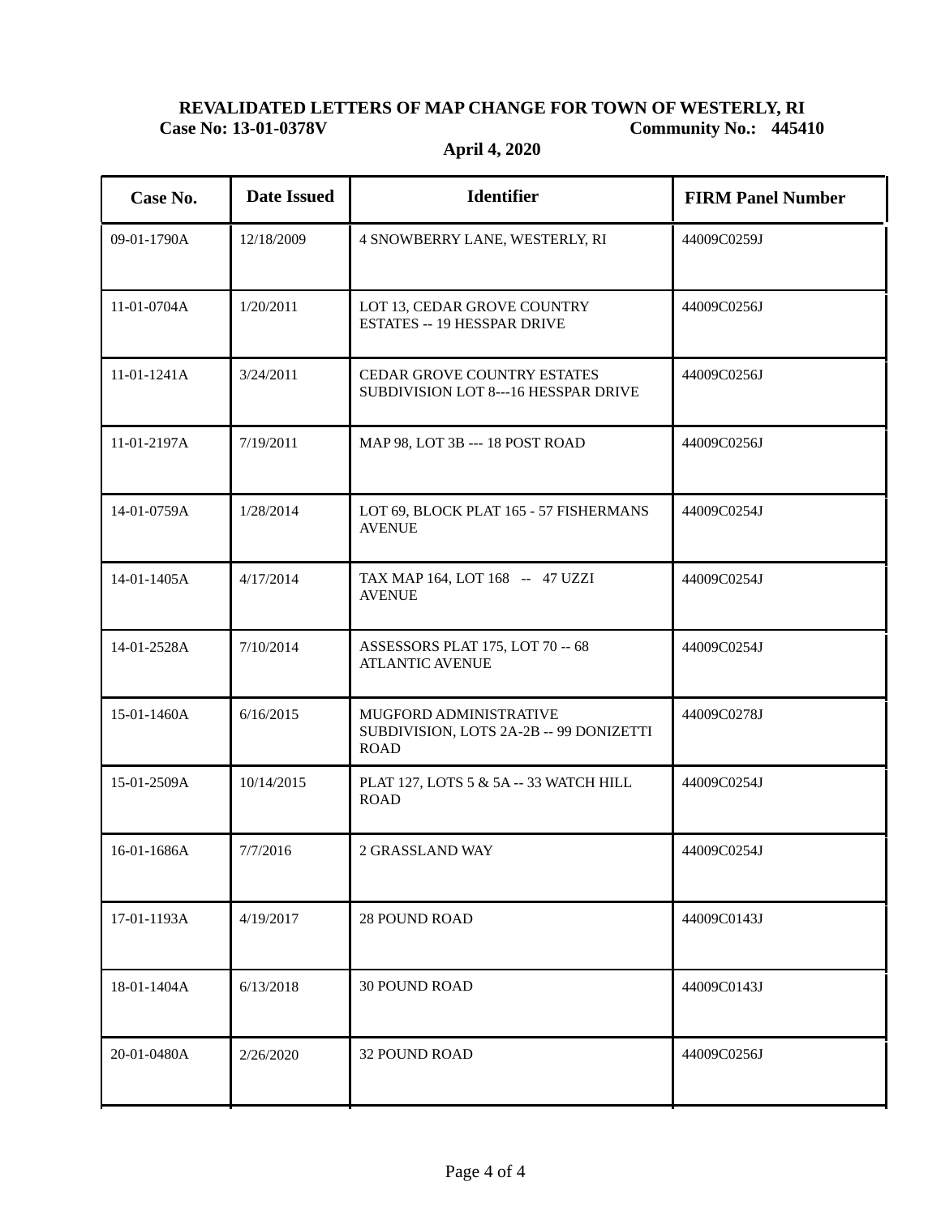**REVALIDATED LETTERS OF MAP CHANGE FOR TOWN OF WESTERLY, RI**

**Case No: 13-01-0378V** **Community No.: 445410**

**April 4, 2020**

| Case No. | Date Issued | Identifier | FIRM Panel Number |
|---|---|---|---|
| 09-01-1790A | 12/18/2009 | 4 SNOWBERRY LANE, WESTERLY, RI | 44009C0259J |
| 11-01-0704A | 1/20/2011 | LOT 13, CEDAR GROVE COUNTRY ESTATES -- 19 HESSPAR DRIVE | 44009C0256J |
| 11-01-1241A | 3/24/2011 | CEDAR GROVE COUNTRY ESTATES SUBDIVISION LOT 8---16 HESSPAR DRIVE | 44009C0256J |
| 11-01-2197A | 7/19/2011 | MAP 98, LOT 3B --- 18 POST ROAD | 44009C0256J |
| 14-01-0759A | 1/28/2014 | LOT 69, BLOCK PLAT 165 - 57 FISHERMANS AVENUE | 44009C0254J |
| 14-01-1405A | 4/17/2014 | TAX MAP 164, LOT 168 -- 47 UZZI AVENUE | 44009C0254J |
| 14-01-2528A | 7/10/2014 | ASSESSORS PLAT 175, LOT 70 -- 68 ATLANTIC AVENUE | 44009C0254J |
| 15-01-1460A | 6/16/2015 | MUGFORD ADMINISTRATIVE SUBDIVISION, LOTS 2A-2B -- 99 DONIZETTI ROAD | 44009C0278J |
| 15-01-2509A | 10/14/2015 | PLAT 127, LOTS 5 & 5A -- 33 WATCH HILL ROAD | 44009C0254J |
| 16-01-1686A | 7/7/2016 | 2 GRASSLAND WAY | 44009C0254J |
| 17-01-1193A | 4/19/2017 | 28 POUND ROAD | 44009C0143J |
| 18-01-1404A | 6/13/2018 | 30 POUND ROAD | 44009C0143J |
| 20-01-0480A | 2/26/2020 | 32 POUND ROAD | 44009C0256J |